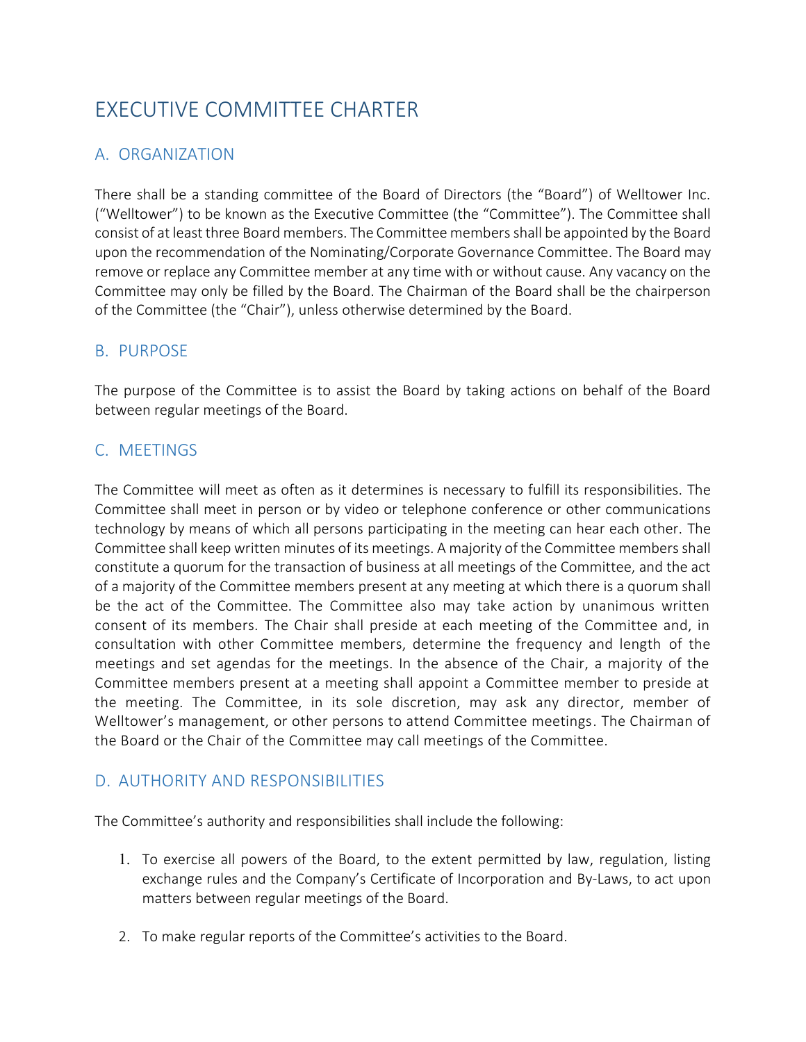# EXECUTIVE COMMITTEE CHARTER

## A. ORGANIZATION

There shall be a standing committee of the Board of Directors (the "Board") of Welltower Inc. ("Welltower") to be known as the Executive Committee (the "Committee"). The Committee shall consist of at least three Board members. The Committee members shall be appointed by the Board upon the recommendation of the Nominating/Corporate Governance Committee. The Board may remove or replace any Committee member at any time with or without cause. Any vacancy on the Committee may only be filled by the Board. The Chairman of the Board shall be the chairperson of the Committee (the "Chair"), unless otherwise determined by the Board.

## B. PURPOSE

The purpose of the Committee is to assist the Board by taking actions on behalf of the Board between regular meetings of the Board.

## C. MEETINGS

The Committee will meet as often as it determines is necessary to fulfill its responsibilities. The Committee shall meet in person or by video or telephone conference or other communications technology by means of which all persons participating in the meeting can hear each other. The Committee shall keep written minutes of its meetings. A majority of the Committee members shall constitute a quorum for the transaction of business at all meetings of the Committee, and the act of a majority of the Committee members present at any meeting at which there is a quorum shall be the act of the Committee. The Committee also may take action by unanimous written consent of its members. The Chair shall preside at each meeting of the Committee and, in consultation with other Committee members, determine the frequency and length of the meetings and set agendas for the meetings. In the absence of the Chair, a majority of the Committee members present at a meeting shall appoint a Committee member to preside at the meeting. The Committee, in its sole discretion, may ask any director, member of Welltower's management, or other persons to attend Committee meetings. The Chairman of the Board or the Chair of the Committee may call meetings of the Committee.

## D. AUTHORITY AND RESPONSIBILITIES

The Committee's authority and responsibilities shall include the following:

1. To exercise all powers of the Board, to the extent permitted by law, regulation, listing exchange rules and the Company's Certificate of Incorporation and By-Laws, to act upon matters between regular meetings of the Board.

2. To make regular reports of the Committee's activities to the Board.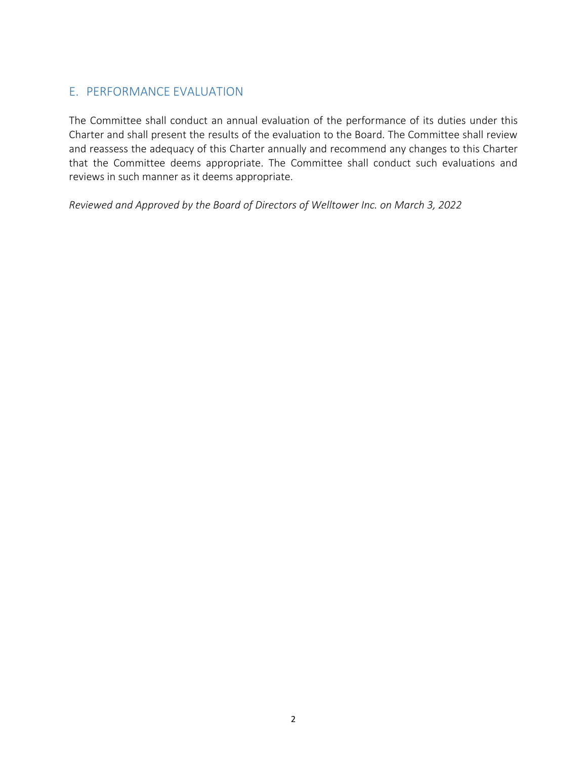## E. PERFORMANCE EVALUATION

The Committee shall conduct an annual evaluation of the performance of its duties under this Charter and shall present the results of the evaluation to the Board. The Committee shall review and reassess the adequacy of this Charter annually and recommend any changes to this Charter that the Committee deems appropriate. The Committee shall conduct such evaluations and reviews in such manner as it deems appropriate.

*Reviewed and Approved by the Board of Directors of Welltower Inc. on March 3, 2022*